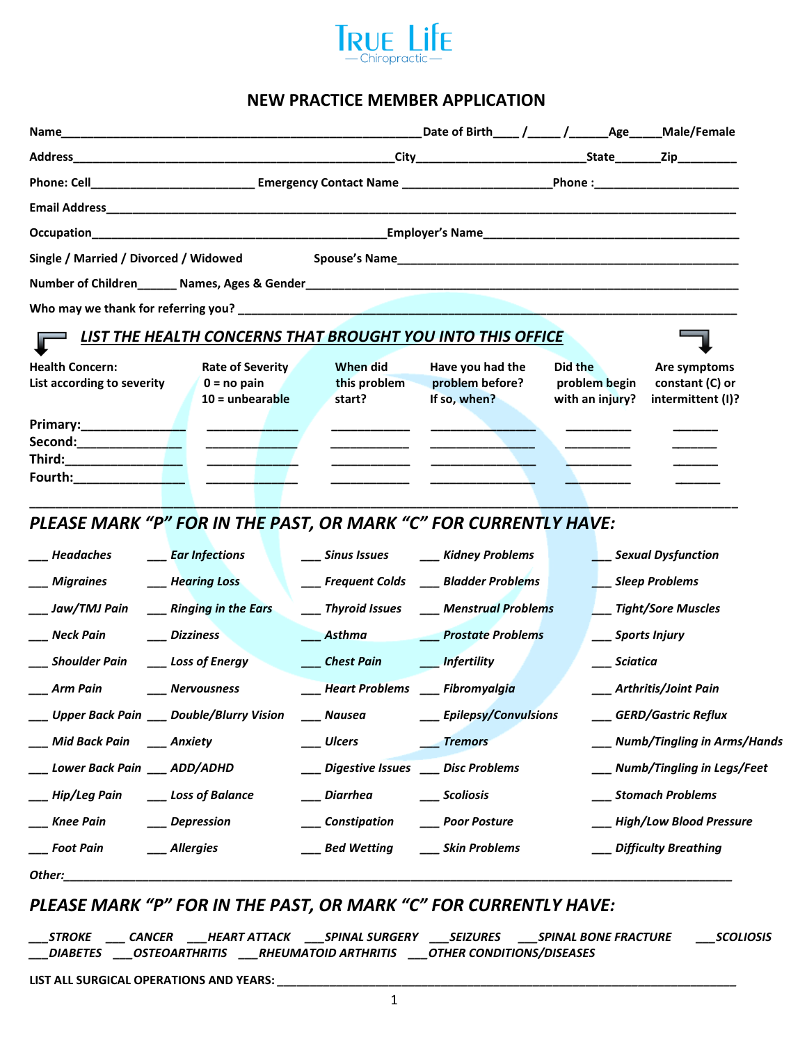True Life
— Chiropractic —

# NEW PRACTICE MEMBER APPLICATION

**Name**\_\_\_\_\_\_\_\_\_\_\_\_\_\_\_\_\_\_\_\_\_\_\_\_\_\_\_\_\_\_\_\_\_\_\_\_\_\_\_\_\_\_\_\_\_\_\_\_\_\_\_\_\_\_\_\_\_**Date of Birth**\_\_\_\_ /\_\_\_\_\_ /\_\_\_\_\_\_**Age**\_\_\_\_\_**Male/Female**

**Address**\_\_\_\_\_\_\_\_\_\_\_\_\_\_\_\_\_\_\_\_\_\_\_\_\_\_\_\_\_\_\_\_\_\_\_\_\_\_\_\_\_\_\_\_\_\_\_\_\_\_\_\_**City**\_\_\_\_\_\_\_\_\_\_\_\_\_\_\_\_\_\_\_\_\_\_\_\_\_\_\_**State**\_\_\_\_\_\_\_**Zip**\_\_\_\_\_\_\_\_\_\_

**Phone: Cell**\_\_\_\_\_\_\_\_\_\_\_\_\_\_\_\_\_\_\_\_\_\_\_\_\_\_\_ **Emergency Contact Name** \_\_\_\_\_\_\_\_\_\_\_\_\_\_\_\_\_\_\_\_\_\_\_\_**Phone :**\_\_\_\_\_\_\_\_\_\_\_\_\_\_\_\_\_\_\_\_\_\_\_\_

**Email Address**\_\_\_\_\_\_\_\_\_\_\_\_\_\_\_\_\_\_\_\_\_\_\_\_\_\_\_\_\_\_\_\_\_\_\_\_\_\_\_\_\_\_\_\_\_\_\_\_\_\_\_\_\_\_\_\_\_\_\_\_\_\_\_\_\_\_\_\_\_\_\_\_\_\_\_\_\_\_\_\_\_\_\_\_\_\_\_\_\_\_\_\_\_\_

**Occupation**\_\_\_\_\_\_\_\_\_\_\_\_\_\_\_\_\_\_\_\_\_\_\_\_\_\_\_\_\_\_\_\_\_\_\_\_\_\_\_\_\_\_\_\_\_\_\_\_**Employer's Name**\_\_\_\_\_\_\_\_\_\_\_\_\_\_\_\_\_\_\_\_\_\_\_\_\_\_\_\_\_\_\_\_\_\_\_\_\_\_\_\_\_

**Single / Married / Divorced / Widowed** **Spouse's Name**\_\_\_\_\_\_\_\_\_\_\_\_\_\_\_\_\_\_\_\_\_\_\_\_\_\_\_\_\_\_\_\_\_\_\_\_\_\_\_\_\_\_\_\_\_\_\_\_\_\_\_\_\_\_

**Number of Children**\_\_\_\_\_\_ **Names, Ages & Gender**\_\_\_\_\_\_\_\_\_\_\_\_\_\_\_\_\_\_\_\_\_\_\_\_\_\_\_\_\_\_\_\_\_\_\_\_\_\_\_\_\_\_\_\_\_\_\_\_\_\_\_\_\_\_\_\_\_\_\_\_\_\_\_\_\_\_\_\_\_

**Who may we thank for referring you?** \_\_\_\_\_\_\_\_\_\_\_\_\_\_\_\_\_\_\_\_\_\_\_\_\_\_\_\_\_\_\_\_\_\_\_\_\_\_\_\_\_\_\_\_\_\_\_\_\_\_\_\_\_\_\_\_\_\_\_\_\_\_\_\_\_\_\_\_\_\_\_\_\_\_\_\_\_

## *LIST THE HEALTH CONCERNS THAT BROUGHT YOU INTO THIS OFFICE*

| Health Concern: List according to severity | Rate of Severity 0 = no pain 10 = unbearable | When did this problem start? | Have you had the problem before? If so, when? | Did the problem begin with an injury? | Are symptoms constant (C) or intermittent (I)? |
|---|---|---|---|---|---|
| Primary:\_\_\_\_\_\_\_\_\_\_\_\_ | \_\_\_\_\_\_\_\_\_\_\_\_ | \_\_\_\_\_\_\_\_\_\_ | \_\_\_\_\_\_\_\_\_\_\_\_ | \_\_\_\_\_\_\_\_ | \_\_\_\_\_\_ |
| Second:\_\_\_\_\_\_\_\_\_\_\_\_ | \_\_\_\_\_\_\_\_\_\_\_\_ | \_\_\_\_\_\_\_\_\_\_ | \_\_\_\_\_\_\_\_\_\_\_\_ | \_\_\_\_\_\_\_\_ | \_\_\_\_\_\_ |
| Third:\_\_\_\_\_\_\_\_\_\_\_\_ | \_\_\_\_\_\_\_\_\_\_\_\_ | \_\_\_\_\_\_\_\_\_\_ | \_\_\_\_\_\_\_\_\_\_\_\_ | \_\_\_\_\_\_\_\_ | \_\_\_\_\_\_ |
| Fourth:\_\_\_\_\_\_\_\_\_\_\_\_ | \_\_\_\_\_\_\_\_\_\_\_\_ | \_\_\_\_\_\_\_\_\_\_ | \_\_\_\_\_\_\_\_\_\_\_\_ | \_\_\_\_\_\_\_\_ | \_\_\_\_\_\_ |

## *PLEASE MARK "P" FOR IN THE PAST, OR MARK "C" FOR CURRENTLY HAVE:*

| | | | | |
|---|---|---|---|---|
| \_\_\_ *Headaches* | \_\_\_ *Ear Infections* | \_\_\_ *Sinus Issues* | \_\_\_ *Kidney Problems* | \_\_\_ *Sexual Dysfunction* |
| \_\_\_ *Migraines* | \_\_\_ *Hearing Loss* | \_\_\_ *Frequent Colds* | \_\_\_ *Bladder Problems* | \_\_\_ *Sleep Problems* |
| \_\_\_ *Jaw/TMJ Pain* | \_\_\_ *Ringing in the Ears* | \_\_\_ *Thyroid Issues* | \_\_\_ *Menstrual Problems* | \_\_\_ *Tight/Sore Muscles* |
| \_\_\_ *Neck Pain* | \_\_\_ *Dizziness* | \_\_\_ *Asthma* | \_\_\_ *Prostate Problems* | \_\_\_ *Sports Injury* |
| \_\_\_ *Shoulder Pain* | \_\_\_ *Loss of Energy* | \_\_\_ *Chest Pain* | \_\_\_ *Infertility* | \_\_\_ *Sciatica* |
| \_\_\_ *Arm Pain* | \_\_\_ *Nervousness* | \_\_\_ *Heart Problems* | \_\_\_ *Fibromyalgia* | \_\_\_ *Arthritis/Joint Pain* |
| \_\_\_ *Upper Back Pain* | \_\_\_ *Double/Blurry Vision* | \_\_\_ *Nausea* | \_\_\_ *Epilepsy/Convulsions* | \_\_\_ *GERD/Gastric Reflux* |
| \_\_\_ *Mid Back Pain* | \_\_\_ *Anxiety* | \_\_\_ *Ulcers* | \_\_\_ *Tremors* | \_\_\_ *Numb/Tingling in Arms/Hands* |
| \_\_\_ *Lower Back Pain* | \_\_\_ *ADD/ADHD* | \_\_\_ *Digestive Issues* | \_\_\_ *Disc Problems* | \_\_\_ *Numb/Tingling in Legs/Feet* |
| \_\_\_ *Hip/Leg Pain* | \_\_\_ *Loss of Balance* | \_\_\_ *Diarrhea* | \_\_\_ *Scoliosis* | \_\_\_ *Stomach Problems* |
| \_\_\_ *Knee Pain* | \_\_\_ *Depression* | \_\_\_ *Constipation* | \_\_\_ *Poor Posture* | \_\_\_ *High/Low Blood Pressure* |
| \_\_\_ *Foot Pain* | \_\_\_ *Allergies* | \_\_\_ *Bed Wetting* | \_\_\_ *Skin Problems* | \_\_\_ *Difficulty Breathing* |

***Other:***\_\_\_\_\_\_\_\_\_\_\_\_\_\_\_\_\_\_\_\_\_\_\_\_\_\_\_\_\_\_\_\_\_\_\_\_\_\_\_\_\_\_\_\_\_\_\_\_\_\_\_\_\_\_\_\_\_\_\_\_\_\_\_\_\_\_\_\_\_\_\_\_\_\_\_\_\_\_\_\_\_\_\_\_\_\_\_\_\_\_\_\_\_\_

## *PLEASE MARK "P" FOR IN THE PAST, OR MARK "C" FOR CURRENTLY HAVE:*

***\_\_\_STROKE \_\_\_ CANCER \_\_\_HEART ATTACK \_\_\_SPINAL SURGERY \_\_\_SEIZURES \_\_\_SPINAL BONE FRACTURE \_\_\_SCOLIOSIS***
***\_\_\_DIABETES \_\_\_OSTEOARTHRITIS \_\_\_RHEUMATOID ARTHRITIS \_\_\_OTHER CONDITIONS/DISEASES***

**LIST ALL SURGICAL OPERATIONS AND YEARS:** \_\_\_\_\_\_\_\_\_\_\_\_\_\_\_\_\_\_\_\_\_\_\_\_\_\_\_\_\_\_\_\_\_\_\_\_\_\_\_\_\_\_\_\_\_\_\_\_\_\_\_\_\_\_\_\_\_\_\_\_\_\_\_\_\_\_\_\_\_\_\_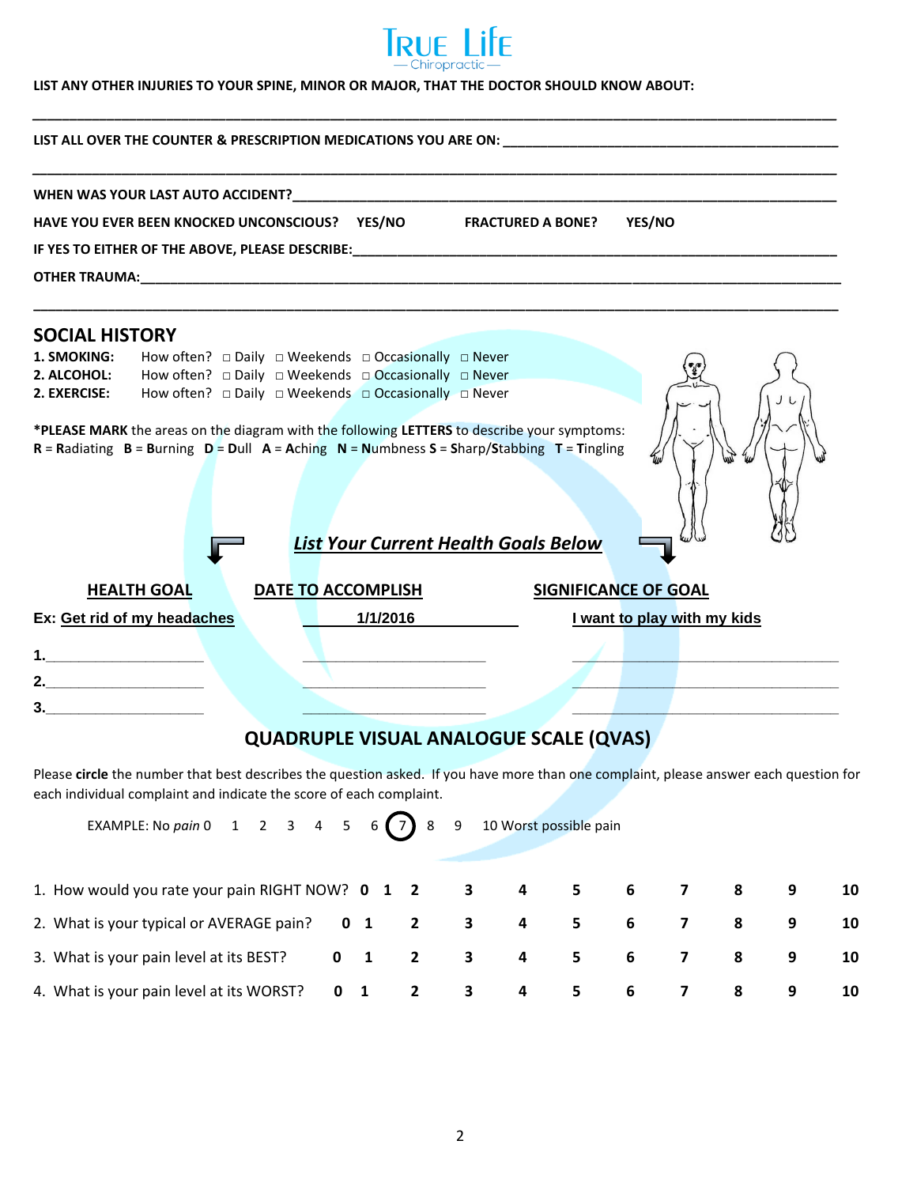True Life Chiropractic

**LIST ANY OTHER INJURIES TO YOUR SPINE, MINOR OR MAJOR, THAT THE DOCTOR SHOULD KNOW ABOUT:**

___________________________________________________________________________

**LIST ALL OVER THE COUNTER & PRESCRIPTION MEDICATIONS YOU ARE ON:** ______________________________

___________________________________________________________________________

**WHEN WAS YOUR LAST AUTO ACCIDENT?**___________________________________________

**HAVE YOU EVER BEEN KNOCKED UNCONSCIOUS? YES/NO** **FRACTURED A BONE? YES/NO**

**IF YES TO EITHER OF THE ABOVE, PLEASE DESCRIBE:**____________________________________

**OTHER TRAUMA:**______________________________________________________________

___________________________________________________________________________

## SOCIAL HISTORY

**1. SMOKING:** How often? □ Daily □ Weekends □ Occasionally □ Never

**2. ALCOHOL:** How often? □ Daily □ Weekends □ Occasionally □ Never

**2. EXERCISE:** How often? □ Daily □ Weekends □ Occasionally □ Never

***PLEASE MARK** the areas on the diagram with the following **LETTERS** to describe your symptoms:
**R** = **R**adiating **B** = **B**urning **D** = **D**ull **A** = **A**ching **N** = **N**umbness **S** = **S**harp/**S**tabbing **T** = **T**ingling

***List Your Current Health Goals Below***

| HEALTH GOAL | DATE TO ACCOMPLISH | SIGNIFICANCE OF GOAL |
|---|---|---|
| Ex: Get rid of my headaches | 1/1/2016 | I want to play with my kids |
| 1.__________________ | __________________ | __________________ |
| 2.__________________ | __________________ | __________________ |
| 3.__________________ | __________________ | __________________ |

## QUADRUPLE VISUAL ANALOGUE SCALE (QVAS)

Please **circle** the number that best describes the question asked. If you have more than one complaint, please answer each question for each individual complaint and indicate the score of each complaint.

EXAMPLE: No *pain* 0 1 2 3 4 5 6 (7) 8 9 10 Worst possible pain

1. How would you rate your pain RIGHT NOW? **0 1 2 3 4 5 6 7 8 9 10**
2. What is your typical or AVERAGE pain? **0 1 2 3 4 5 6 7 8 9 10**
3. What is your pain level at its BEST? **0 1 2 3 4 5 6 7 8 9 10**
4. What is your pain level at its WORST? **0 1 2 3 4 5 6 7 8 9 10**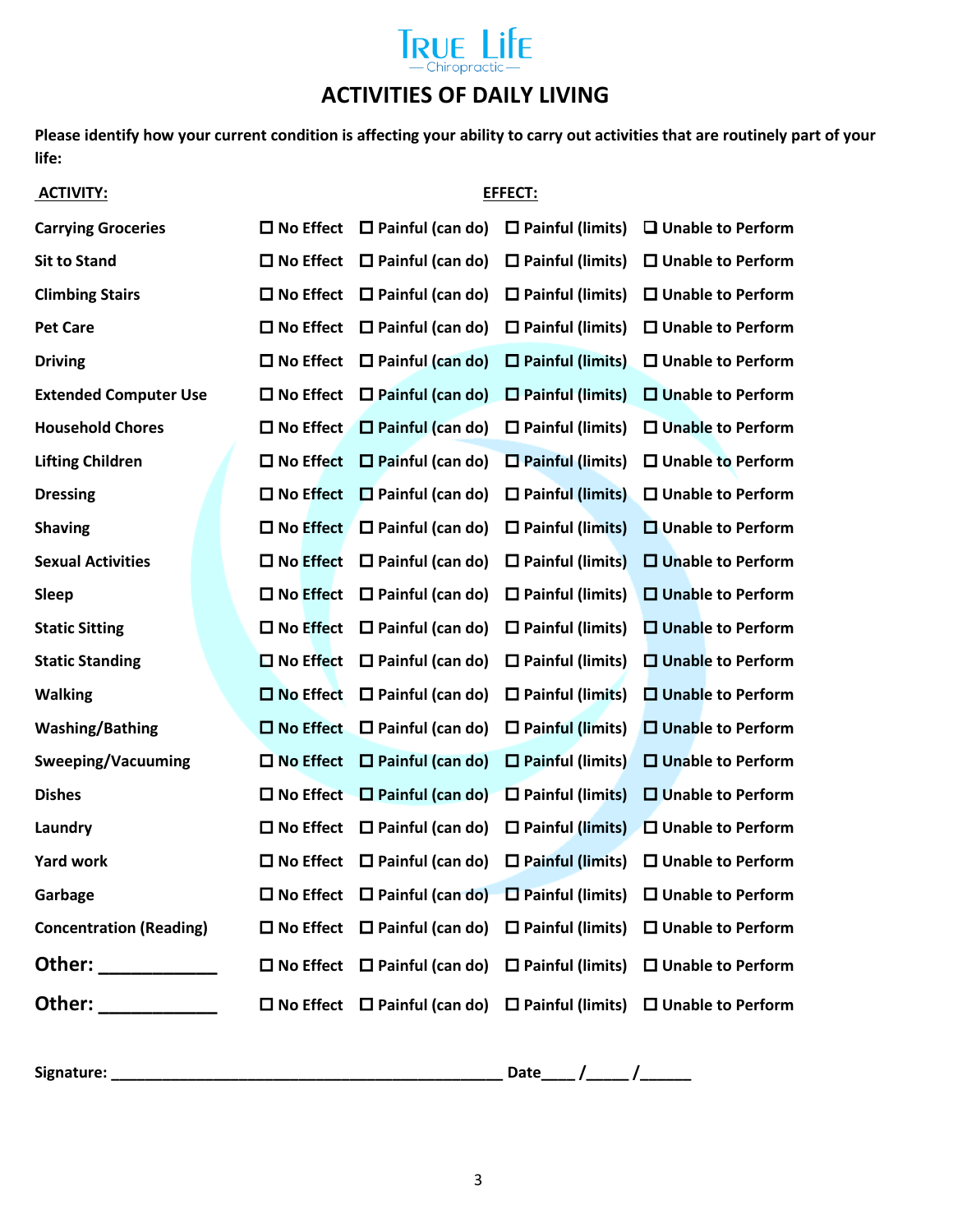True Life
Chiropractic

# ACTIVITIES OF DAILY LIVING

**Please identify how your current condition is affecting your ability to carry out activities that are routinely part of your life:**

| **ACTIVITY:** | **EFFECT:** | | | |
|---|---|---|---|---|
| Carrying Groceries | ☐ No Effect | ☐ Painful (can do) | ☐ Painful (limits) | ☐ Unable to Perform |
| Sit to Stand | ☐ No Effect | ☐ Painful (can do) | ☐ Painful (limits) | ☐ Unable to Perform |
| Climbing Stairs | ☐ No Effect | ☐ Painful (can do) | ☐ Painful (limits) | ☐ Unable to Perform |
| Pet Care | ☐ No Effect | ☐ Painful (can do) | ☐ Painful (limits) | ☐ Unable to Perform |
| Driving | ☐ No Effect | ☐ Painful (can do) | ☐ Painful (limits) | ☐ Unable to Perform |
| Extended Computer Use | ☐ No Effect | ☐ Painful (can do) | ☐ Painful (limits) | ☐ Unable to Perform |
| Household Chores | ☐ No Effect | ☐ Painful (can do) | ☐ Painful (limits) | ☐ Unable to Perform |
| Lifting Children | ☐ No Effect | ☐ Painful (can do) | ☐ Painful (limits) | ☐ Unable to Perform |
| Dressing | ☐ No Effect | ☐ Painful (can do) | ☐ Painful (limits) | ☐ Unable to Perform |
| Shaving | ☐ No Effect | ☐ Painful (can do) | ☐ Painful (limits) | ☐ Unable to Perform |
| Sexual Activities | ☐ No Effect | ☐ Painful (can do) | ☐ Painful (limits) | ☐ Unable to Perform |
| Sleep | ☐ No Effect | ☐ Painful (can do) | ☐ Painful (limits) | ☐ Unable to Perform |
| Static Sitting | ☐ No Effect | ☐ Painful (can do) | ☐ Painful (limits) | ☐ Unable to Perform |
| Static Standing | ☐ No Effect | ☐ Painful (can do) | ☐ Painful (limits) | ☐ Unable to Perform |
| Walking | ☐ No Effect | ☐ Painful (can do) | ☐ Painful (limits) | ☐ Unable to Perform |
| Washing/Bathing | ☐ No Effect | ☐ Painful (can do) | ☐ Painful (limits) | ☐ Unable to Perform |
| Sweeping/Vacuuming | ☐ No Effect | ☐ Painful (can do) | ☐ Painful (limits) | ☐ Unable to Perform |
| Dishes | ☐ No Effect | ☐ Painful (can do) | ☐ Painful (limits) | ☐ Unable to Perform |
| Laundry | ☐ No Effect | ☐ Painful (can do) | ☐ Painful (limits) | ☐ Unable to Perform |
| Yard work | ☐ No Effect | ☐ Painful (can do) | ☐ Painful (limits) | ☐ Unable to Perform |
| Garbage | ☐ No Effect | ☐ Painful (can do) | ☐ Painful (limits) | ☐ Unable to Perform |
| Concentration (Reading) | ☐ No Effect | ☐ Painful (can do) | ☐ Painful (limits) | ☐ Unable to Perform |
| Other: ____________ | ☐ No Effect | ☐ Painful (can do) | ☐ Painful (limits) | ☐ Unable to Perform |
| Other: ____________ | ☐ No Effect | ☐ Painful (can do) | ☐ Painful (limits) | ☐ Unable to Perform |

**Signature:** ______________________________________________ **Date**____ /_____ /______